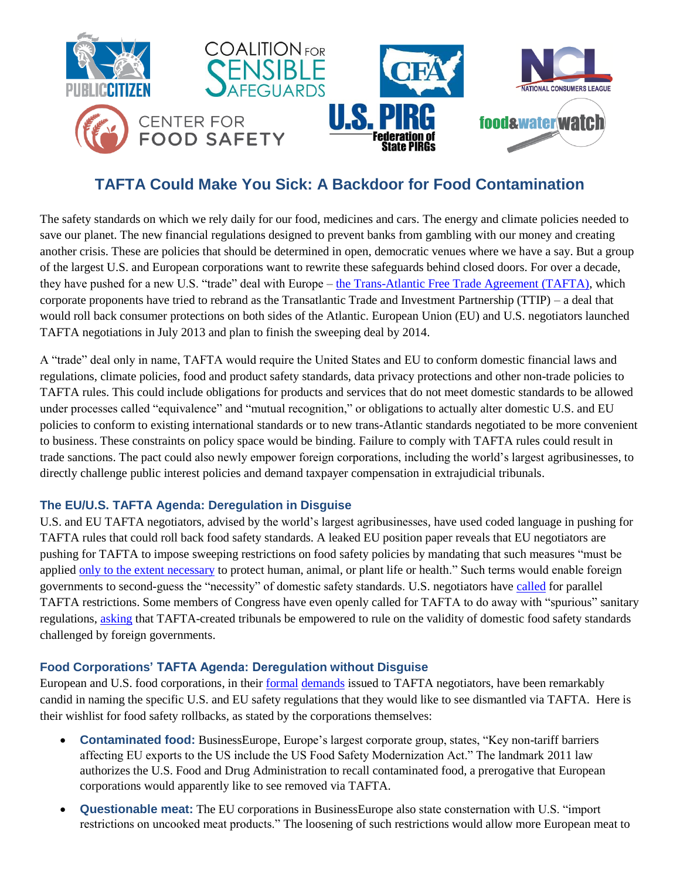# TAFTA Could Make You Sick: A Backdoor for Food Contamination

The safety standards on which we rely daily for our food, medicines and cars. The energy and climate policies needed to save our planet. The new financial regulations designed to prevent banks from gambling with our money and creating another crisis. These are policies that should be determined in open, democratic venues where we have a say. But a group of the largest U.S. and European corporations want to rewrite these safeguards behind closed doors. For over a decade, they have pushed for a new U.S. "trade" deal with Europe – the Trans-Atlantic Free Trade Agreement (TAFTA), which corporate proponents have tried to rebrand as the Transatlantic Trade and Investment Partnership (TTIP) – a deal that would roll back consumer protections on both sides of the Atlantic. European Union (EU) and U.S. negotiators launched TAFTA negotiations in July 2013 and plan to finish the sweeping deal by 2014.

A "trade" deal only in name, TAFTA would require the United States and EU to conform domestic financial laws and regulations, climate policies, food and product safety standards, data privacy protections and other non-trade policies to TAFTA rules. This could include obligations for products and services that do not meet domestic standards to be allowed under processes called "equivalence" and "mutual recognition," or obligations to actually alter domestic U.S. and EU policies to conform to existing international standards or to new trans-Atlantic standards negotiated to be more convenient to business. These constraints on policy space would be binding. Failure to comply with TAFTA rules could result in trade sanctions. The pact could also newly empower foreign corporations, including the world's largest agribusinesses, to directly challenge public interest policies and demand taxpayer compensation in extrajudicial tribunals.

## The EU/U.S. TAFTA Agenda: Deregulation in Disguise

U.S. and EU TAFTA negotiators, advised by the world's largest agribusinesses, have used coded language in pushing for TAFTA rules that could roll back food safety standards. A leaked EU position paper reveals that EU negotiators are pushing for TAFTA to impose sweeping restrictions on food safety policies by mandating that such measures "must be applied only to the extent necessary to protect human, animal, or plant life or health." Such terms would enable foreign governments to second-guess the "necessity" of domestic safety standards. U.S. negotiators have called for parallel TAFTA restrictions. Some members of Congress have even openly called for TAFTA to do away with "spurious" sanitary regulations, asking that TAFTA-created tribunals be empowered to rule on the validity of domestic food safety standards challenged by foreign governments.

## Food Corporations' TAFTA Agenda: Deregulation without Disguise

European and U.S. food corporations, in their formal demands issued to TAFTA negotiators, have been remarkably candid in naming the specific U.S. and EU safety regulations that they would like to see dismantled via TAFTA. Here is their wishlist for food safety rollbacks, as stated by the corporations themselves:

- **Contaminated food:** BusinessEurope, Europe's largest corporate group, states, "Key non-tariff barriers affecting EU exports to the US include the US Food Safety Modernization Act." The landmark 2011 law authorizes the U.S. Food and Drug Administration to recall contaminated food, a prerogative that European corporations would apparently like to see removed via TAFTA.
- **Questionable meat:** The EU corporations in BusinessEurope also state consternation with U.S. "import restrictions on uncooked meat products." The loosening of such restrictions would allow more European meat to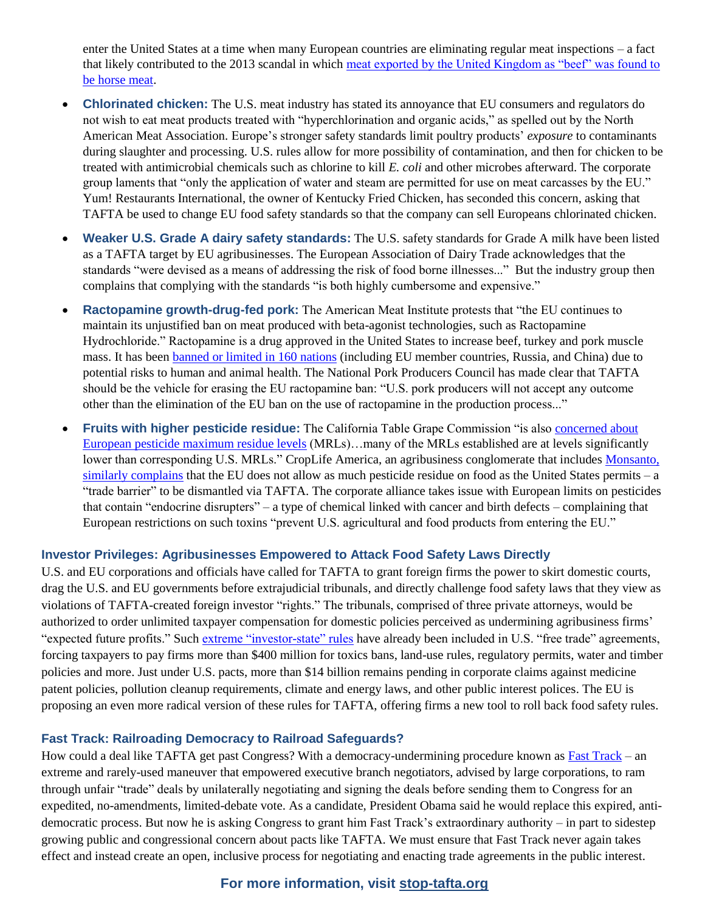enter the United States at a time when many European countries are eliminating regular meat inspections – a fact that likely contributed to the 2013 scandal in which meat exported by the United Kingdom as "beef" was found to be horse meat.

- **Chlorinated chicken:** The U.S. meat industry has stated its annoyance that EU consumers and regulators do not wish to eat meat products treated with "hyperchlorination and organic acids," as spelled out by the North American Meat Association. Europe's stronger safety standards limit poultry products' *exposure* to contaminants during slaughter and processing. U.S. rules allow for more possibility of contamination, and then for chicken to be treated with antimicrobial chemicals such as chlorine to kill *E. coli* and other microbes afterward. The corporate group laments that "only the application of water and steam are permitted for use on meat carcasses by the EU." Yum! Restaurants International, the owner of Kentucky Fried Chicken, has seconded this concern, asking that TAFTA be used to change EU food safety standards so that the company can sell Europeans chlorinated chicken.

- **Weaker U.S. Grade A dairy safety standards:** The U.S. safety standards for Grade A milk have been listed as a TAFTA target by EU agribusinesses. The European Association of Dairy Trade acknowledges that the standards "were devised as a means of addressing the risk of food borne illnesses..." But the industry group then complains that complying with the standards "is both highly cumbersome and expensive."

- **Ractopamine growth-drug-fed pork:** The American Meat Institute protests that "the EU continues to maintain its unjustified ban on meat produced with beta-agonist technologies, such as Ractopamine Hydrochloride." Ractopamine is a drug approved in the United States to increase beef, turkey and pork muscle mass. It has been banned or limited in 160 nations (including EU member countries, Russia, and China) due to potential risks to human and animal health. The National Pork Producers Council has made clear that TAFTA should be the vehicle for erasing the EU ractopamine ban: "U.S. pork producers will not accept any outcome other than the elimination of the EU ban on the use of ractopamine in the production process..."

- **Fruits with higher pesticide residue:** The California Table Grape Commission "is also concerned about European pesticide maximum residue levels (MRLs)…many of the MRLs established are at levels significantly lower than corresponding U.S. MRLs." CropLife America, an agribusiness conglomerate that includes Monsanto, similarly complains that the EU does not allow as much pesticide residue on food as the United States permits – a "trade barrier" to be dismantled via TAFTA. The corporate alliance takes issue with European limits on pesticides that contain "endocrine disrupters" – a type of chemical linked with cancer and birth defects – complaining that European restrictions on such toxins "prevent U.S. agricultural and food products from entering the EU."

### Investor Privileges: Agribusinesses Empowered to Attack Food Safety Laws Directly

U.S. and EU corporations and officials have called for TAFTA to grant foreign firms the power to skirt domestic courts, drag the U.S. and EU governments before extrajudicial tribunals, and directly challenge food safety laws that they view as violations of TAFTA-created foreign investor "rights." The tribunals, comprised of three private attorneys, would be authorized to order unlimited taxpayer compensation for domestic policies perceived as undermining agribusiness firms' "expected future profits." Such extreme "investor-state" rules have already been included in U.S. "free trade" agreements, forcing taxpayers to pay firms more than $400 million for toxics bans, land-use rules, regulatory permits, water and timber policies and more. Just under U.S. pacts, more than $14 billion remains pending in corporate claims against medicine patent policies, pollution cleanup requirements, climate and energy laws, and other public interest polices. The EU is proposing an even more radical version of these rules for TAFTA, offering firms a new tool to roll back food safety rules.

### Fast Track: Railroading Democracy to Railroad Safeguards?

How could a deal like TAFTA get past Congress? With a democracy-undermining procedure known as Fast Track – an extreme and rarely-used maneuver that empowered executive branch negotiators, advised by large corporations, to ram through unfair "trade" deals by unilaterally negotiating and signing the deals before sending them to Congress for an expedited, no-amendments, limited-debate vote. As a candidate, President Obama said he would replace this expired, anti-democratic process. But now he is asking Congress to grant him Fast Track's extraordinary authority – in part to sidestep growing public and congressional concern about pacts like TAFTA. We must ensure that Fast Track never again takes effect and instead create an open, inclusive process for negotiating and enacting trade agreements in the public interest.

**For more information, visit stop-tafta.org**